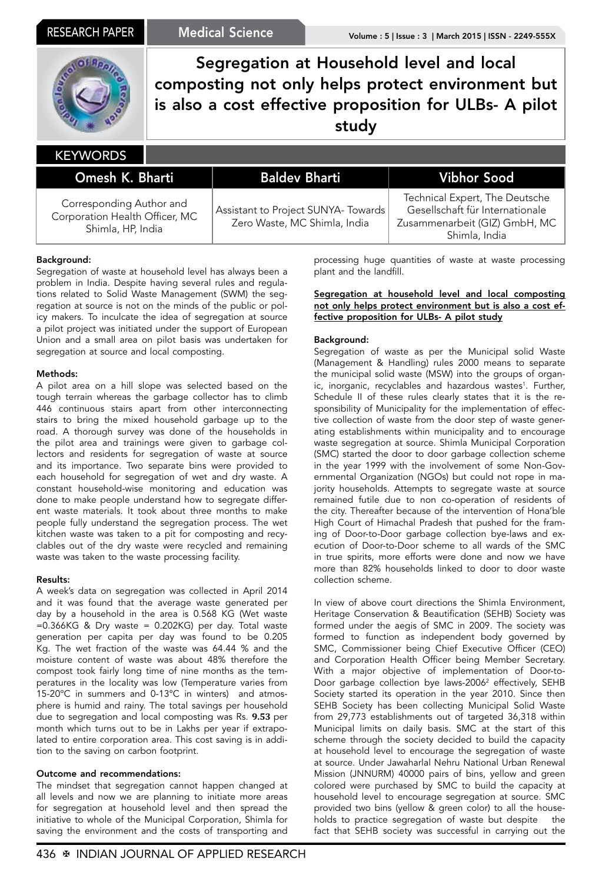RESEARCH PAPER

Medical Science

# Segregation at Household level and local composting not only helps protect environment but is also a cost effective proposition for ULBs- A pilot study

KEYWORDS

| Omesh K. Bharti | Baldev Bharti | Vibhor Sood |
|---|---|---|
| Corresponding Author and Corporation Health Officer, MC Shimla, HP, India | Assistant to Project SUNYA- Towards Zero Waste, MC Shimla, India | Technical Expert, The Deutsche Gesellschaft für Internationale Zusammenarbeit (GIZ) GmbH, MC Shimla, India |

**Background:**
Segregation of waste at household level has always been a problem in India. Despite having several rules and regulations related to Solid Waste Management (SWM) the segregation at source is not on the minds of the public or policy makers. To inculcate the idea of segregation at source a pilot project was initiated under the support of European Union and a small area on pilot basis was undertaken for segregation at source and local composting.

**Methods:**
A pilot area on a hill slope was selected based on the tough terrain whereas the garbage collector has to climb 446 continuous stairs apart from other interconnecting stairs to bring the mixed household garbage up to the road. A thorough survey was done of the households in the pilot area and trainings were given to garbage collectors and residents for segregation of waste at source and its importance. Two separate bins were provided to each household for segregation of wet and dry waste. A constant household-wise monitoring and education was done to make people understand how to segregate different waste materials. It took about three months to make people fully understand the segregation process. The wet kitchen waste was taken to a pit for composting and recyclables out of the dry waste were recycled and remaining waste was taken to the waste processing facility.

**Results:**
A week's data on segregation was collected in April 2014 and it was found that the average waste generated per day by a household in the area is 0.568 KG (Wet waste =0.366KG & Dry waste = 0.202KG) per day. Total waste generation per capita per day was found to be 0.205 Kg. The wet fraction of the waste was 64.44 % and the moisture content of waste was about 48% therefore the compost took fairly long time of nine months as the temperatures in the locality was low (Temperature varies from 15-20°C in summers and 0-13°C in winters) and atmosphere is humid and rainy. The total savings per household due to segregation and local composting was Rs. **9.53** per month which turns out to be in Lakhs per year if extrapolated to entire corporation area. This cost saving is in addition to the saving on carbon footprint.

**Outcome and recommendations:**
The mindset that segregation cannot happen changed at all levels and now we are planning to initiate more areas for segregation at household level and then spread the initiative to whole of the Municipal Corporation, Shimla for saving the environment and the costs of transporting and processing huge quantities of waste at waste processing plant and the landfill.

<u>**Segregation at household level and local composting not only helps protect environment but is also a cost effective proposition for ULBs- A pilot study**</u>

**Background:**
Segregation of waste as per the Municipal solid Waste (Management & Handling) rules 2000 means to separate the municipal solid waste (MSW) into the groups of organic, inorganic, recyclables and hazardous wastes[1]. Further, Schedule II of these rules clearly states that it is the responsibility of Municipality for the implementation of effective collection of waste from the door step of waste generating establishments within municipality and to encourage waste segregation at source. Shimla Municipal Corporation (SMC) started the door to door garbage collection scheme in the year 1999 with the involvement of some Non-Governmental Organization (NGOs) but could not rope in majority households. Attempts to segregate waste at source remained futile due to non co-operation of residents of the city. Thereafter because of the intervention of Hona'ble High Court of Himachal Pradesh that pushed for the framing of Door-to-Door garbage collection bye-laws and execution of Door-to-Door scheme to all wards of the SMC in true spirits, more efforts were done and now we have more than 82% households linked to door to door waste collection scheme.

In view of above court directions the Shimla Environment, Heritage Conservation & Beautification (SEHB) Society was formed under the aegis of SMC in 2009. The society was formed to function as independent body governed by SMC, Commissioner being Chief Executive Officer (CEO) and Corporation Health Officer being Member Secretary. With a major objective of implementation of Door-to-Door garbage collection bye laws-2006[2] effectively, SEHB Society started its operation in the year 2010. Since then SEHB Society has been collecting Municipal Solid Waste from 29,773 establishments out of targeted 36,318 within Municipal limits on daily basis. SMC at the start of this scheme through the society decided to build the capacity at household level to encourage the segregation of waste at source. Under Jawaharlal Nehru National Urban Renewal Mission (JNNURM) 40000 pairs of bins, yellow and green colored were purchased by SMC to build the capacity at household level to encourage segregation at source. SMC provided two bins (yellow & green color) to all the households to practice segregation of waste but despite the fact that SEHB society was successful in carrying out the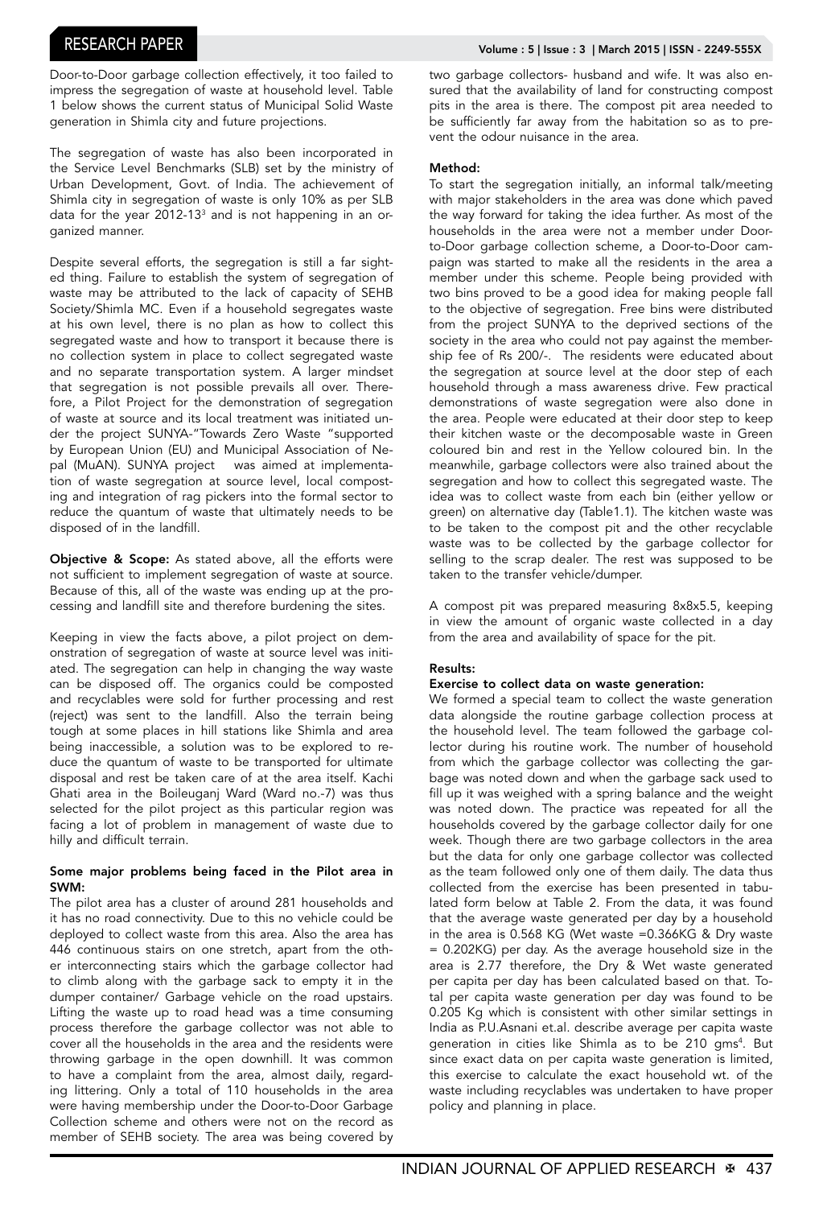Door-to-Door garbage collection effectively, it too failed to impress the segregation of waste at household level. Table 1 below shows the current status of Municipal Solid Waste generation in Shimla city and future projections.

The segregation of waste has also been incorporated in the Service Level Benchmarks (SLB) set by the ministry of Urban Development, Govt. of India. The achievement of Shimla city in segregation of waste is only 10% as per SLB data for the year 2012-13[3] and is not happening in an organized manner.

Despite several efforts, the segregation is still a far sighted thing. Failure to establish the system of segregation of waste may be attributed to the lack of capacity of SEHB Society/Shimla MC. Even if a household segregates waste at his own level, there is no plan as how to collect this segregated waste and how to transport it because there is no collection system in place to collect segregated waste and no separate transportation system. A larger mindset that segregation is not possible prevails all over. Therefore, a Pilot Project for the demonstration of segregation of waste at source and its local treatment was initiated under the project SUNYA-"Towards Zero Waste "supported by European Union (EU) and Municipal Association of Nepal (MuAN). SUNYA project was aimed at implementation of waste segregation at source level, local composting and integration of rag pickers into the formal sector to reduce the quantum of waste that ultimately needs to be disposed of in the landfill.

**Objective & Scope:** As stated above, all the efforts were not sufficient to implement segregation of waste at source. Because of this, all of the waste was ending up at the processing and landfill site and therefore burdening the sites.

Keeping in view the facts above, a pilot project on demonstration of segregation of waste at source level was initiated. The segregation can help in changing the way waste can be disposed off. The organics could be composted and recyclables were sold for further processing and rest (reject) was sent to the landfill. Also the terrain being tough at some places in hill stations like Shimla and area being inaccessible, a solution was to be explored to reduce the quantum of waste to be transported for ultimate disposal and rest be taken care of at the area itself. Kachi Ghati area in the Boileuganj Ward (Ward no.-7) was thus selected for the pilot project as this particular region was facing a lot of problem in management of waste due to hilly and difficult terrain.

**Some major problems being faced in the Pilot area in SWM:**

The pilot area has a cluster of around 281 households and it has no road connectivity. Due to this no vehicle could be deployed to collect waste from this area. Also the area has 446 continuous stairs on one stretch, apart from the other interconnecting stairs which the garbage collector had to climb along with the garbage sack to empty it in the dumper container/ Garbage vehicle on the road upstairs. Lifting the waste up to road head was a time consuming process therefore the garbage collector was not able to cover all the households in the area and the residents were throwing garbage in the open downhill. It was common to have a complaint from the area, almost daily, regarding littering. Only a total of 110 households in the area were having membership under the Door-to-Door Garbage Collection scheme and others were not on the record as member of SEHB society. The area was being covered by two garbage collectors- husband and wife. It was also ensured that the availability of land for constructing compost pits in the area is there. The compost pit area needed to be sufficiently far away from the habitation so as to prevent the odour nuisance in the area.

**Method:**

To start the segregation initially, an informal talk/meeting with major stakeholders in the area was done which paved the way forward for taking the idea further. As most of the households in the area were not a member under Door-to-Door garbage collection scheme, a Door-to-Door campaign was started to make all the residents in the area a member under this scheme. People being provided with two bins proved to be a good idea for making people fall to the objective of segregation. Free bins were distributed from the project SUNYA to the deprived sections of the society in the area who could not pay against the membership fee of Rs 200/-. The residents were educated about the segregation at source level at the door step of each household through a mass awareness drive. Few practical demonstrations of waste segregation were also done in the area. People were educated at their door step to keep their kitchen waste or the decomposable waste in Green coloured bin and rest in the Yellow coloured bin. In the meanwhile, garbage collectors were also trained about the segregation and how to collect this segregated waste. The idea was to collect waste from each bin (either yellow or green) on alternative day (Table1.1). The kitchen waste was to be taken to the compost pit and the other recyclable waste was to be collected by the garbage collector for selling to the scrap dealer. The rest was supposed to be taken to the transfer vehicle/dumper.

A compost pit was prepared measuring 8x8x5.5, keeping in view the amount of organic waste collected in a day from the area and availability of space for the pit.

**Results:**

**Exercise to collect data on waste generation:**

We formed a special team to collect the waste generation data alongside the routine garbage collection process at the household level. The team followed the garbage collector during his routine work. The number of household from which the garbage collector was collecting the garbage was noted down and when the garbage sack used to fill up it was weighed with a spring balance and the weight was noted down. The practice was repeated for all the households covered by the garbage collector daily for one week. Though there are two garbage collectors in the area but the data for only one garbage collector was collected as the team followed only one of them daily. The data thus collected from the exercise has been presented in tabulated form below at Table 2. From the data, it was found that the average waste generated per day by a household in the area is 0.568 KG (Wet waste =0.366KG & Dry waste = 0.202KG) per day. As the average household size in the area is 2.77 therefore, the Dry & Wet waste generated per capita per day has been calculated based on that. Total per capita waste generation per day was found to be 0.205 Kg which is consistent with other similar settings in India as P.U.Asnani et.al. describe average per capita waste generation in cities like Shimla as to be 210 gms[4]. But since exact data on per capita waste generation is limited, this exercise to calculate the exact household wt. of the waste including recyclables was undertaken to have proper policy and planning in place.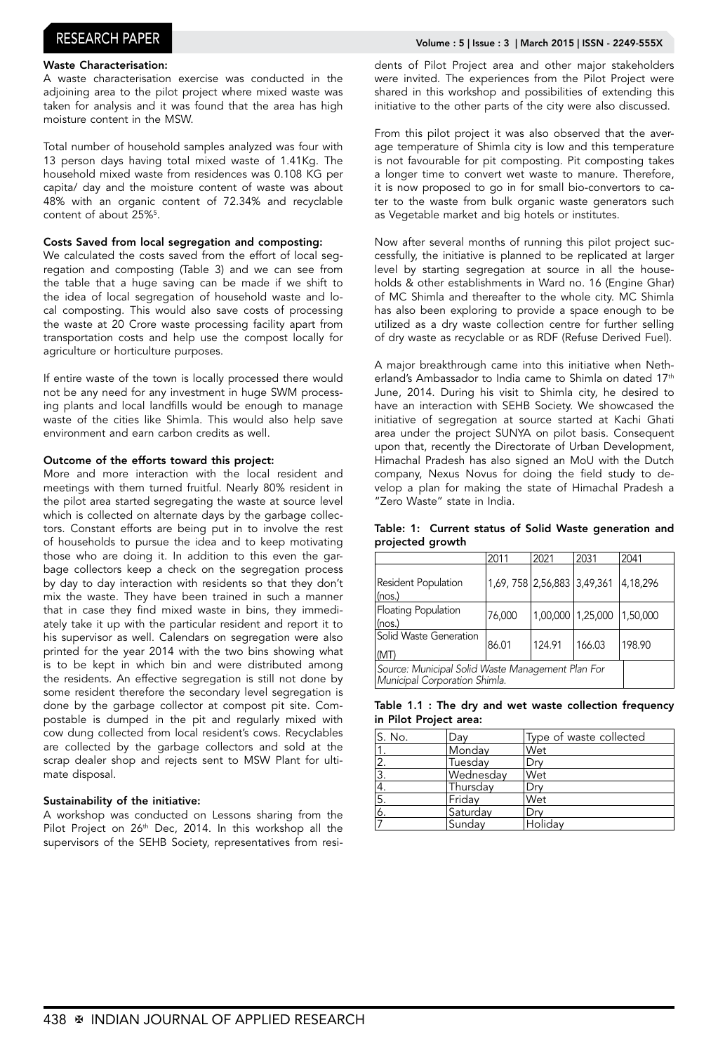#### Waste Characterisation:

A waste characterisation exercise was conducted in the adjoining area to the pilot project where mixed waste was taken for analysis and it was found that the area has high moisture content in the MSW.

Total number of household samples analyzed was four with 13 person days having total mixed waste of 1.41Kg. The household mixed waste from residences was 0.108 KG per capita/ day and the moisture content of waste was about 48% with an organic content of 72.34% and recyclable content of about 25%[5].

#### Costs Saved from local segregation and composting:

We calculated the costs saved from the effort of local segregation and composting (Table 3) and we can see from the table that a huge saving can be made if we shift to the idea of local segregation of household waste and local composting. This would also save costs of processing the waste at 20 Crore waste processing facility apart from transportation costs and help use the compost locally for agriculture or horticulture purposes.

If entire waste of the town is locally processed there would not be any need for any investment in huge SWM processing plants and local landfills would be enough to manage waste of the cities like Shimla. This would also help save environment and earn carbon credits as well.

#### Outcome of the efforts toward this project:

More and more interaction with the local resident and meetings with them turned fruitful. Nearly 80% resident in the pilot area started segregating the waste at source level which is collected on alternate days by the garbage collectors. Constant efforts are being put in to involve the rest of households to pursue the idea and to keep motivating those who are doing it. In addition to this even the garbage collectors keep a check on the segregation process by day to day interaction with residents so that they don't mix the waste. They have been trained in such a manner that in case they find mixed waste in bins, they immediately take it up with the particular resident and report it to his supervisor as well. Calendars on segregation were also printed for the year 2014 with the two bins showing what is to be kept in which bin and were distributed among the residents. An effective segregation is still not done by some resident therefore the secondary level segregation is done by the garbage collector at compost pit site. Compostable is dumped in the pit and regularly mixed with cow dung collected from local resident's cows. Recyclables are collected by the garbage collectors and sold at the scrap dealer shop and rejects sent to MSW Plant for ultimate disposal.

#### Sustainability of the initiative:

A workshop was conducted on Lessons sharing from the Pilot Project on 26th Dec, 2014. In this workshop all the supervisors of the SEHB Society, representatives from residents of Pilot Project area and other major stakeholders were invited. The experiences from the Pilot Project were shared in this workshop and possibilities of extending this initiative to the other parts of the city were also discussed.

From this pilot project it was also observed that the average temperature of Shimla city is low and this temperature is not favourable for pit composting. Pit composting takes a longer time to convert wet waste to manure. Therefore, it is now proposed to go in for small bio-convertors to cater to the waste from bulk organic waste generators such as Vegetable market and big hotels or institutes.

Now after several months of running this pilot project successfully, the initiative is planned to be replicated at larger level by starting segregation at source in all the households & other establishments in Ward no. 16 (Engine Ghar) of MC Shimla and thereafter to the whole city. MC Shimla has also been exploring to provide a space enough to be utilized as a dry waste collection centre for further selling of dry waste as recyclable or as RDF (Refuse Derived Fuel).

A major breakthrough came into this initiative when Netherland's Ambassador to India came to Shimla on dated 17th June, 2014. During his visit to Shimla city, he desired to have an interaction with SEHB Society. We showcased the initiative of segregation at source started at Kachi Ghati area under the project SUNYA on pilot basis. Consequent upon that, recently the Directorate of Urban Development, Himachal Pradesh has also signed an MoU with the Dutch company, Nexus Novus for doing the field study to develop a plan for making the state of Himachal Pradesh a "Zero Waste" state in India.

**Table: 1: Current status of Solid Waste generation and projected growth**

| | 2011 | 2021 | 2031 | 2041 |
|---|---|---|---|---|
| Resident Population (nos.) | 1,69, 758 | 2,56,883 | 3,49,361 | 4,18,296 |
| Floating Population (nos.) | 76,000 | 1,00,000 | 1,25,000 | 1,50,000 |
| Solid Waste Generation (MT) | 86.01 | 124.91 | 166.03 | 198.90 |

*Source: Municipal Solid Waste Management Plan For Municipal Corporation Shimla.*

**Table 1.1 : The dry and wet waste collection frequency in Pilot Project area:**

| S. No. | Day | Type of waste collected |
|---|---|---|
| 1. | Monday | Wet |
| 2. | Tuesday | Dry |
| 3. | Wednesday | Wet |
| 4. | Thursday | Dry |
| 5. | Friday | Wet |
| 6. | Saturday | Dry |
| 7 | Sunday | Holiday |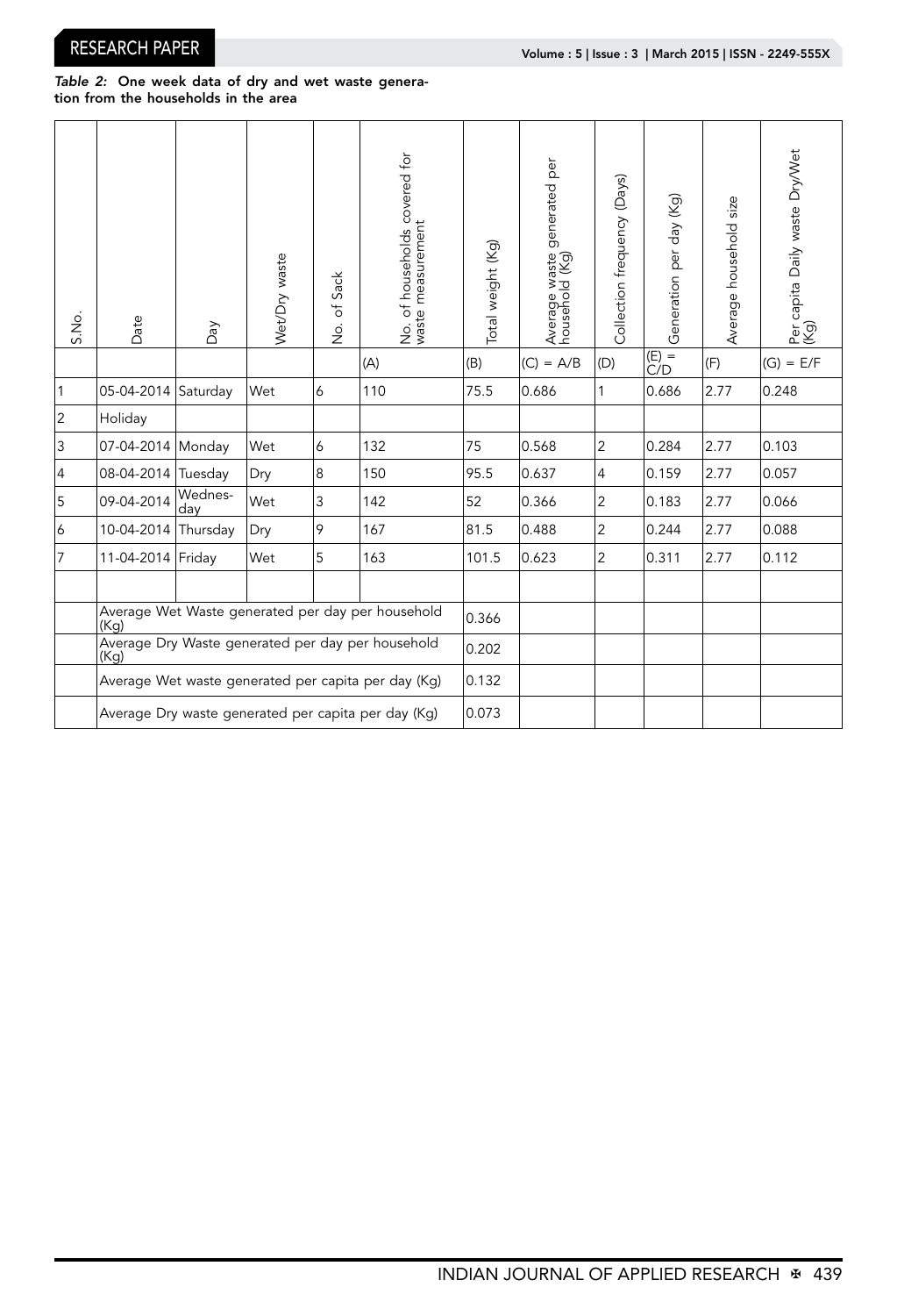*Table 2:* **One week data of dry and wet waste generation from the households in the area**

| S.No. | Date | Day | Wet/Dry waste | No. of Sack | No. of households covered for waste measurement | Total weight (Kg) | Average waste generated per household (Kg) | Collection frequency (Days) | Generation per day (Kg) | Average household size | Per capita Daily waste Dry/Wet (Kg) |
|---|---|---|---|---|---|---|---|---|---|---|---|
| | | | | | (A) | (B) | (C) = A/B | (D) | (E) = C/D | (F) | (G) = E/F |
| 1 | 05-04-2014 | Saturday | Wet | 6 | 110 | 75.5 | 0.686 | 1 | 0.686 | 2.77 | 0.248 |
| 2 | Holiday | | | | | | | | | | |
| 3 | 07-04-2014 | Monday | Wet | 6 | 132 | 75 | 0.568 | 2 | 0.284 | 2.77 | 0.103 |
| 4 | 08-04-2014 | Tuesday | Dry | 8 | 150 | 95.5 | 0.637 | 4 | 0.159 | 2.77 | 0.057 |
| 5 | 09-04-2014 | Wednesday | Wet | 3 | 142 | 52 | 0.366 | 2 | 0.183 | 2.77 | 0.066 |
| 6 | 10-04-2014 | Thursday | Dry | 9 | 167 | 81.5 | 0.488 | 2 | 0.244 | 2.77 | 0.088 |
| 7 | 11-04-2014 | Friday | Wet | 5 | 163 | 101.5 | 0.623 | 2 | 0.311 | 2.77 | 0.112 |
| | | | | | | | | | | | |
| | Average Wet Waste generated per day per household (Kg) | | | | | 0.366 | | | | | |
| | Average Dry Waste generated per day per household (Kg) | | | | | 0.202 | | | | | |
| | Average Wet waste generated per capita per day (Kg) | | | | | 0.132 | | | | | |
| | Average Dry waste generated per capita per day (Kg) | | | | | 0.073 | | | | | |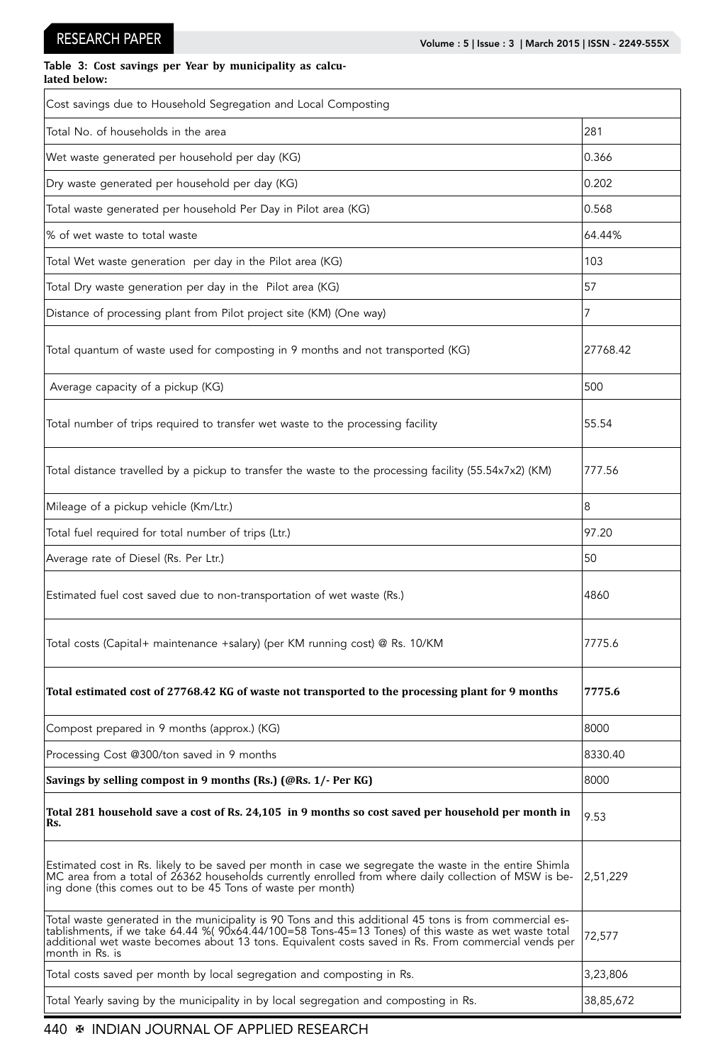**Table 3: Cost savings per Year by municipality as calculated below:**

| Cost savings due to Household Segregation and Local Composting | |
|---|---|
| Total No. of households in the area | 281 |
| Wet waste generated per household per day (KG) | 0.366 |
| Dry waste generated per household per day (KG) | 0.202 |
| Total waste generated per household Per Day in Pilot area (KG) | 0.568 |
| % of wet waste to total waste | 64.44% |
| Total Wet waste generation per day in the Pilot area (KG) | 103 |
| Total Dry waste generation per day in the Pilot area (KG) | 57 |
| Distance of processing plant from Pilot project site (KM) (One way) | 7 |
| Total quantum of waste used for composting in 9 months and not transported (KG) | 27768.42 |
| Average capacity of a pickup (KG) | 500 |
| Total number of trips required to transfer wet waste to the processing facility | 55.54 |
| Total distance travelled by a pickup to transfer the waste to the processing facility (55.54x7x2) (KM) | 777.56 |
| Mileage of a pickup vehicle (Km/Ltr.) | 8 |
| Total fuel required for total number of trips (Ltr.) | 97.20 |
| Average rate of Diesel (Rs. Per Ltr.) | 50 |
| Estimated fuel cost saved due to non-transportation of wet waste (Rs.) | 4860 |
| Total costs (Capital+ maintenance +salary) (per KM running cost) @ Rs. 10/KM | 7775.6 |
| **Total estimated cost of 27768.42 KG of waste not transported to the processing plant for 9 months** | **7775.6** |
| Compost prepared in 9 months (approx.) (KG) | 8000 |
| Processing Cost @300/ton saved in 9 months | 8330.40 |
| **Savings by selling compost in 9 months (Rs.) (@Rs. 1/- Per KG)** | 8000 |
| **Total 281 household save a cost of Rs. 24,105 in 9 months so cost saved per household per month in Rs.** | 9.53 |
| Estimated cost in Rs. likely to be saved per month in case we segregate the waste in the entire Shimla MC area from a total of 26362 households currently enrolled from where daily collection of MSW is being done (this comes out to be 45 Tons of waste per month) | 2,51,229 |
| Total waste generated in the municipality is 90 Tons and this additional 45 tons is from commercial establishments, if we take 64.44 %( 90x64.44/100=58 Tons-45=13 Tones) of this waste as wet waste total additional wet waste becomes about 13 tons. Equivalent costs saved in Rs. From commercial vends per month in Rs. is | 72,577 |
| Total costs saved per month by local segregation and composting in Rs. | 3,23,806 |
| Total Yearly saving by the municipality in by local segregation and composting in Rs. | 38,85,672 |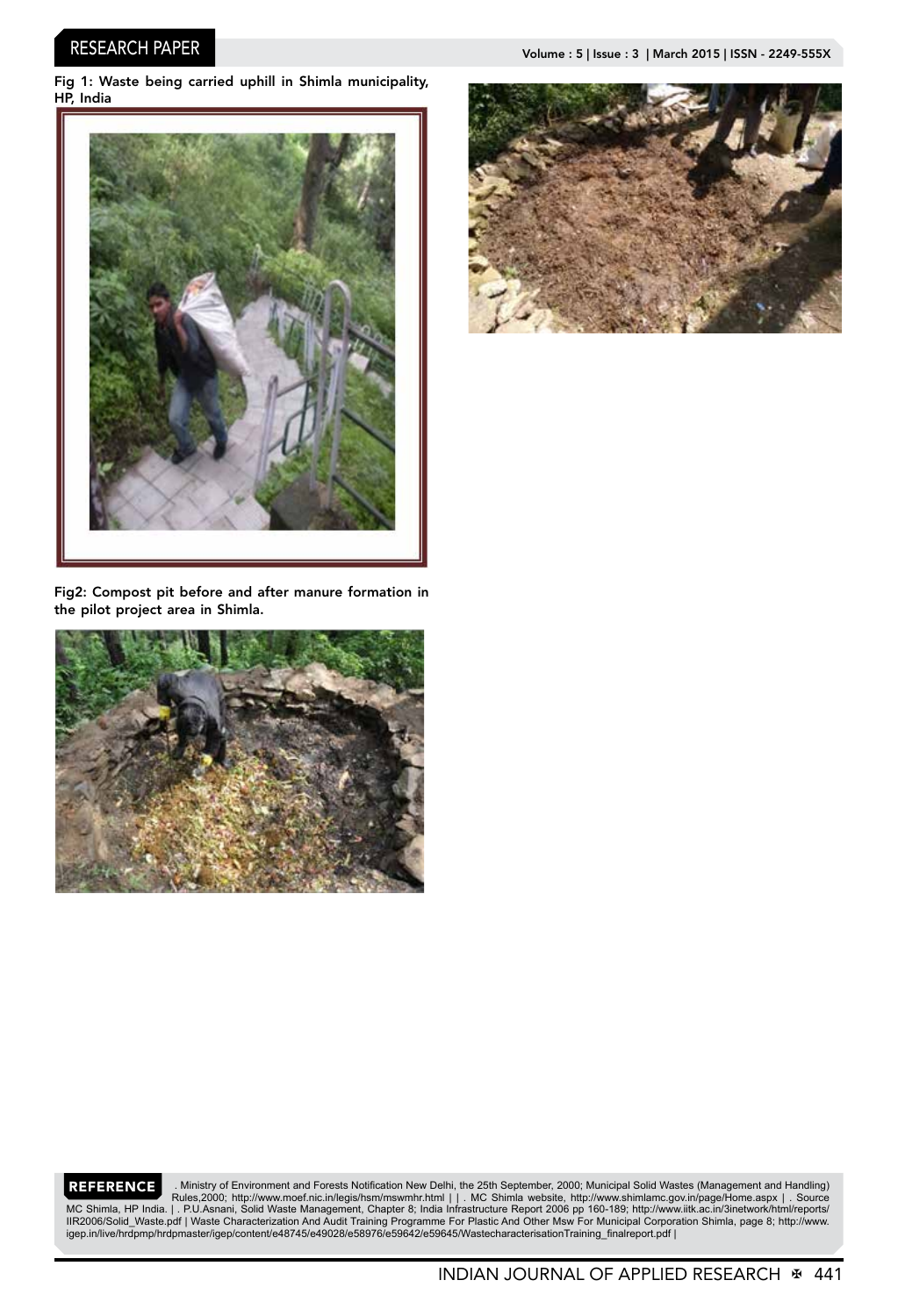Fig 1: Waste being carried uphill in Shimla municipality, HP, India

Fig2: Compost pit before and after manure formation in the pilot project area in Shimla.

**REFERENCE**

. Ministry of Environment and Forests Notification New Delhi, the 25th September, 2000; Municipal Solid Wastes (Management and Handling) Rules,2000; http://www.moef.nic.in/legis/hsm/mswmhr.html | | . MC Shimla website, http://www.shimlamc.gov.in/page/Home.aspx | . Source MC Shimla, HP India. | . P.U.Asnani, Solid Waste Management, Chapter 8; India Infrastructure Report 2006 pp 160-189; http://www.iitk.ac.in/3inetwork/html/reports/IIR2006/Solid_Waste.pdf | Waste Characterization And Audit Training Programme For Plastic And Other Msw For Municipal Corporation Shimla, page 8; http://www.igep.in/live/hrdpmp/hrdpmaster/igep/content/e48745/e49028/e58976/e59642/e59645/WastecharacterisationTraining_finalreport.pdf |